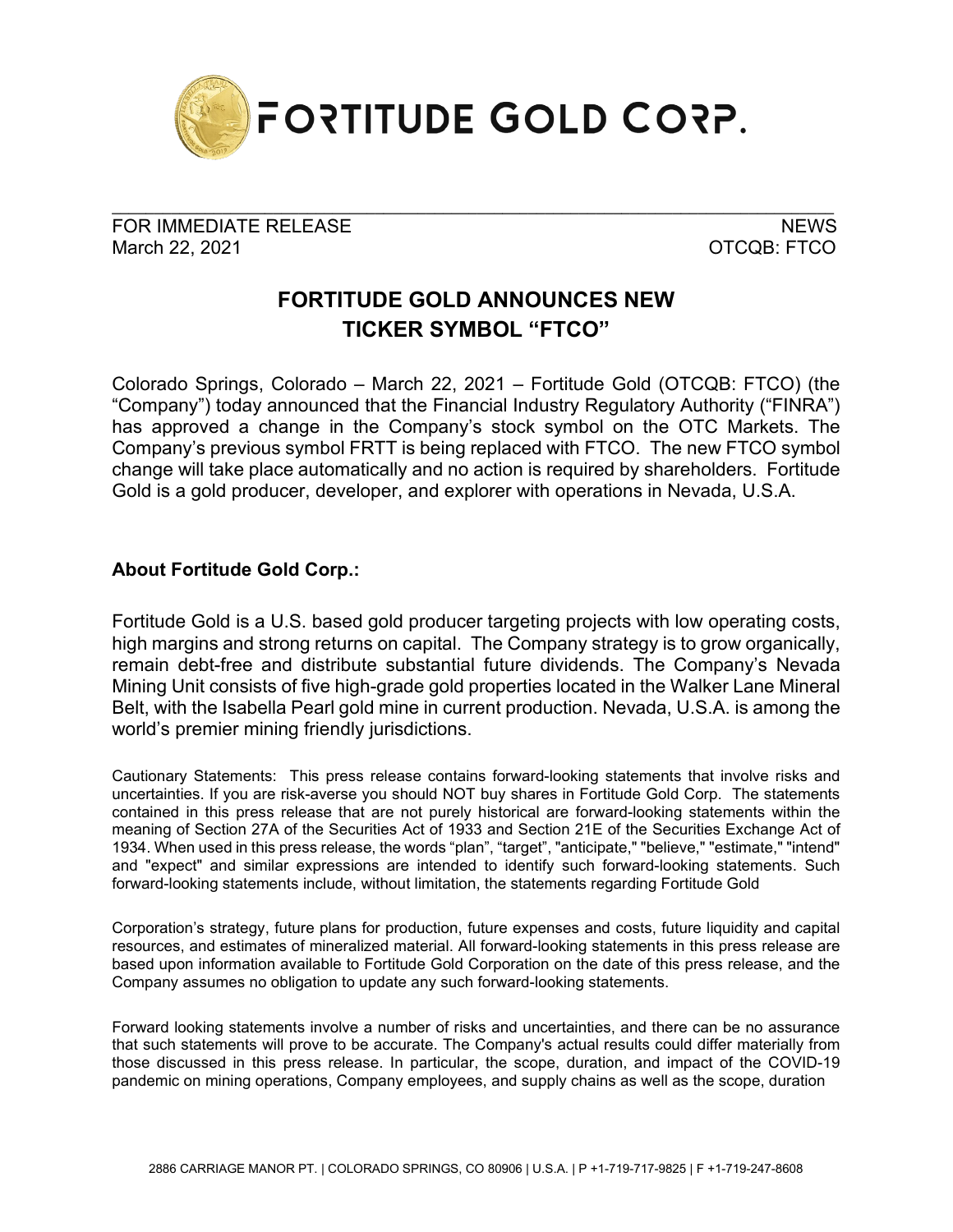FORTITUDE GOLD CORP.

FOR IMMEDIATE RELEASE
March 22, 2021

NEWS
OTCQB: FTCO

# FORTITUDE GOLD ANNOUNCES NEW TICKER SYMBOL "FTCO"

Colorado Springs, Colorado – March 22, 2021 – Fortitude Gold (OTCQB: FTCO) (the "Company") today announced that the Financial Industry Regulatory Authority ("FINRA") has approved a change in the Company's stock symbol on the OTC Markets. The Company's previous symbol FRTT is being replaced with FTCO. The new FTCO symbol change will take place automatically and no action is required by shareholders. Fortitude Gold is a gold producer, developer, and explorer with operations in Nevada, U.S.A.

**About Fortitude Gold Corp.:**

Fortitude Gold is a U.S. based gold producer targeting projects with low operating costs, high margins and strong returns on capital. The Company strategy is to grow organically, remain debt-free and distribute substantial future dividends. The Company's Nevada Mining Unit consists of five high-grade gold properties located in the Walker Lane Mineral Belt, with the Isabella Pearl gold mine in current production. Nevada, U.S.A. is among the world's premier mining friendly jurisdictions.

Cautionary Statements: This press release contains forward-looking statements that involve risks and uncertainties. If you are risk-averse you should NOT buy shares in Fortitude Gold Corp. The statements contained in this press release that are not purely historical are forward-looking statements within the meaning of Section 27A of the Securities Act of 1933 and Section 21E of the Securities Exchange Act of 1934. When used in this press release, the words "plan", "target", "anticipate," "believe," "estimate," "intend" and "expect" and similar expressions are intended to identify such forward-looking statements. Such forward-looking statements include, without limitation, the statements regarding Fortitude Gold Corporation's strategy, future plans for production, future expenses and costs, future liquidity and capital resources, and estimates of mineralized material. All forward-looking statements in this press release are based upon information available to Fortitude Gold Corporation on the date of this press release, and the Company assumes no obligation to update any such forward-looking statements.

Forward looking statements involve a number of risks and uncertainties, and there can be no assurance that such statements will prove to be accurate. The Company's actual results could differ materially from those discussed in this press release. In particular, the scope, duration, and impact of the COVID-19 pandemic on mining operations, Company employees, and supply chains as well as the scope, duration

2886 CARRIAGE MANOR PT. | COLORADO SPRINGS, CO 80906 | U.S.A. | P +1-719-717-9825 | F +1-719-247-8608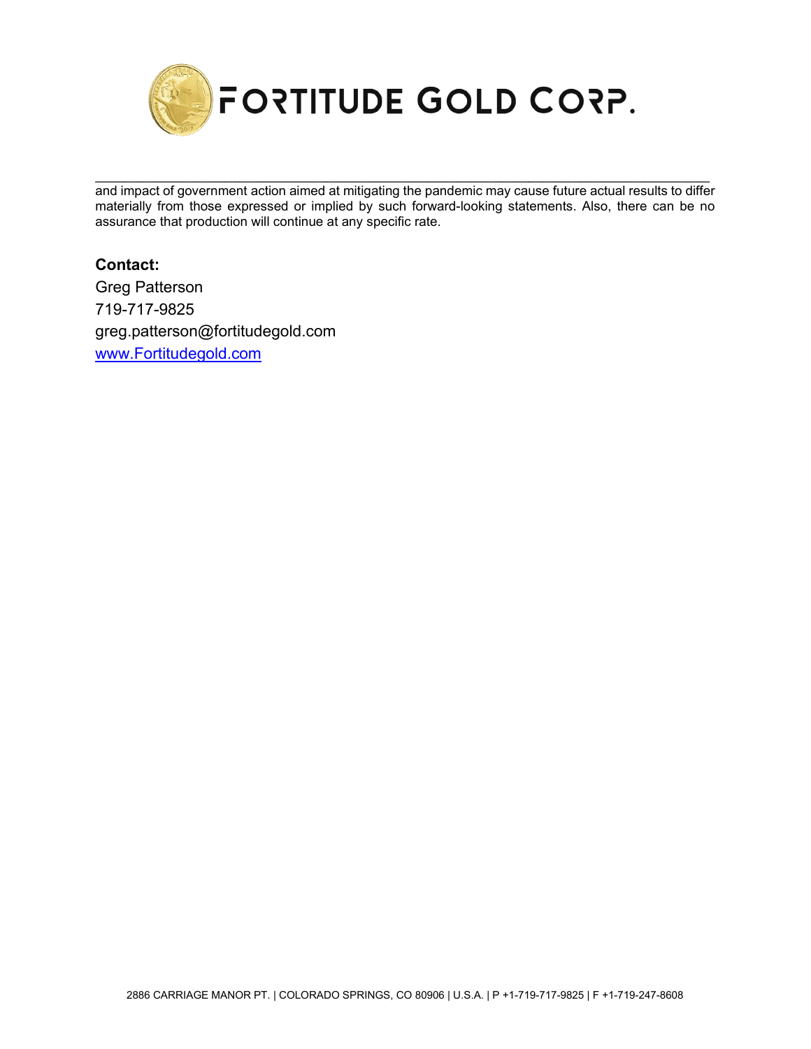and impact of government action aimed at mitigating the pandemic may cause future actual results to differ materially from those expressed or implied by such forward-looking statements. Also, there can be no assurance that production will continue at any specific rate.

**Contact:**

Greg Patterson
719-717-9825
greg.patterson@fortitudegold.com
[www.Fortitudegold.com](http://www.Fortitudegold.com)